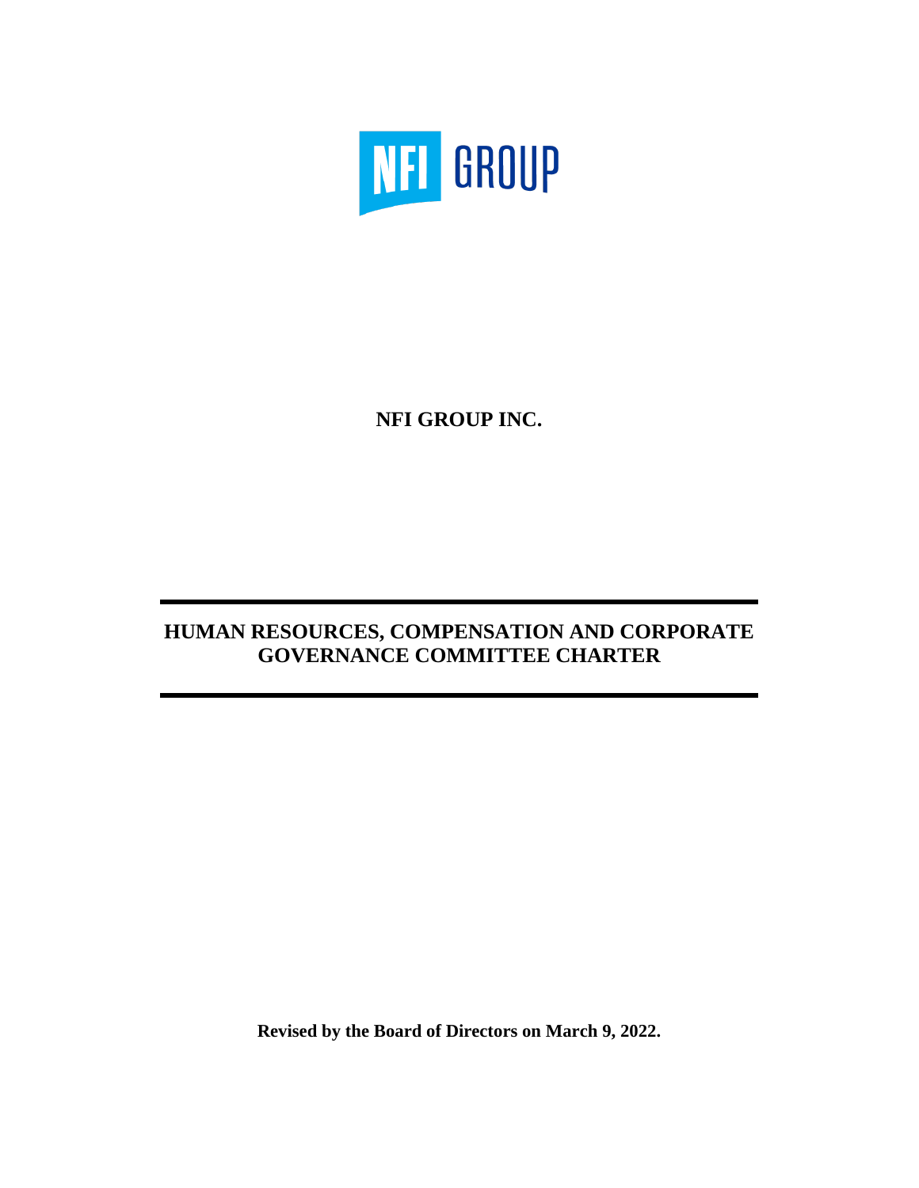NFI GROUP

**NFI GROUP INC.**

# HUMAN RESOURCES, COMPENSATION AND CORPORATE GOVERNANCE COMMITTEE CHARTER

**Revised by the Board of Directors on March 9, 2022.**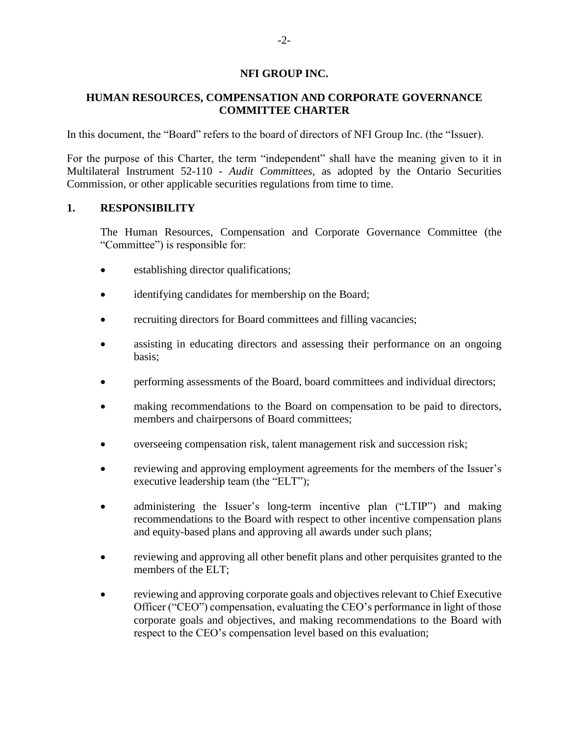# NFI GROUP INC.

## HUMAN RESOURCES, COMPENSATION AND CORPORATE GOVERNANCE COMMITTEE CHARTER

In this document, the "Board" refers to the board of directors of NFI Group Inc. (the "Issuer).

For the purpose of this Charter, the term "independent" shall have the meaning given to it in Multilateral Instrument 52-110 - *Audit Committees*, as adopted by the Ontario Securities Commission, or other applicable securities regulations from time to time.

## 1. RESPONSIBILITY

The Human Resources, Compensation and Corporate Governance Committee (the "Committee") is responsible for:

- establishing director qualifications;
- identifying candidates for membership on the Board;
- recruiting directors for Board committees and filling vacancies;
- assisting in educating directors and assessing their performance on an ongoing basis;
- performing assessments of the Board, board committees and individual directors;
- making recommendations to the Board on compensation to be paid to directors, members and chairpersons of Board committees;
- overseeing compensation risk, talent management risk and succession risk;
- reviewing and approving employment agreements for the members of the Issuer's executive leadership team (the "ELT");
- administering the Issuer's long-term incentive plan ("LTIP") and making recommendations to the Board with respect to other incentive compensation plans and equity-based plans and approving all awards under such plans;
- reviewing and approving all other benefit plans and other perquisites granted to the members of the ELT;
- reviewing and approving corporate goals and objectives relevant to Chief Executive Officer ("CEO") compensation, evaluating the CEO's performance in light of those corporate goals and objectives, and making recommendations to the Board with respect to the CEO's compensation level based on this evaluation;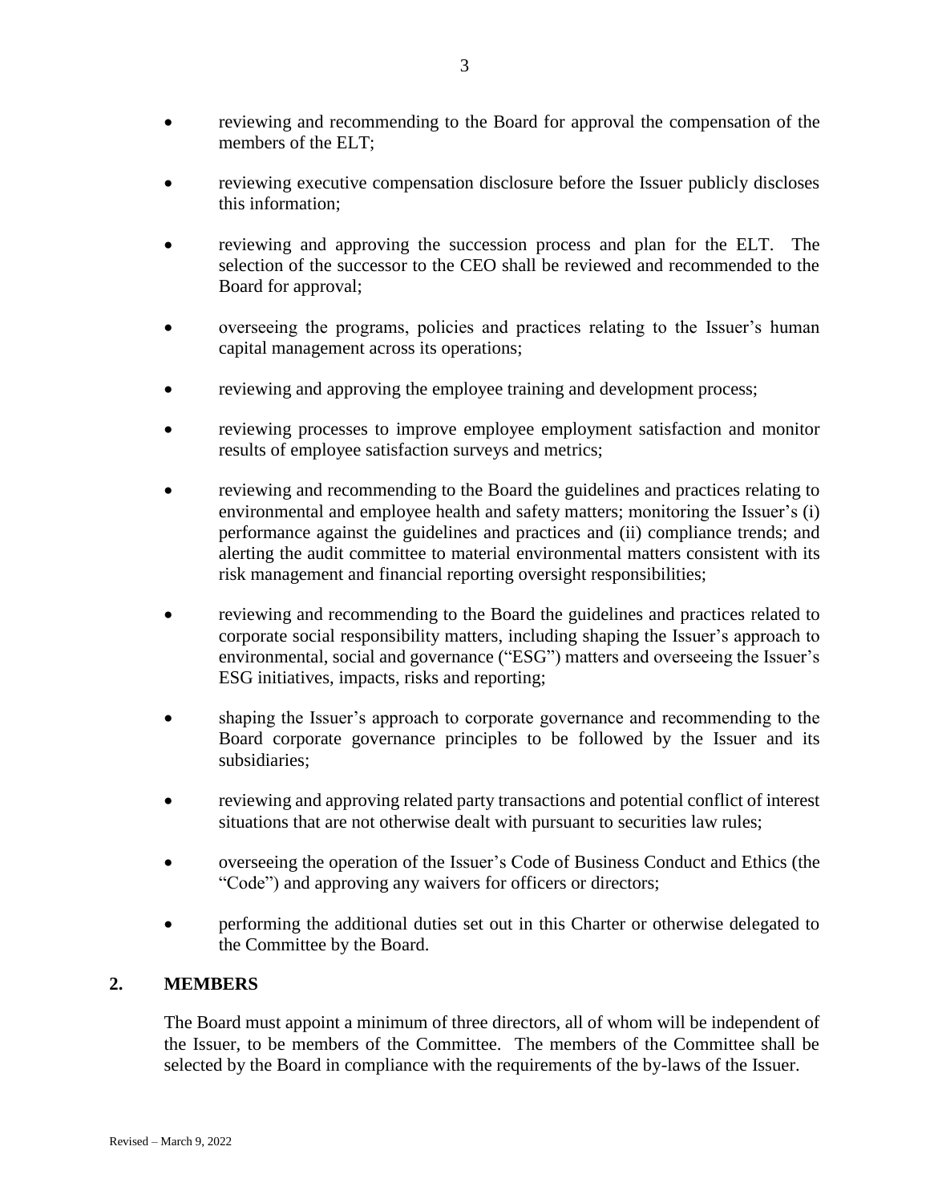- reviewing and recommending to the Board for approval the compensation of the members of the ELT;
- reviewing executive compensation disclosure before the Issuer publicly discloses this information;
- reviewing and approving the succession process and plan for the ELT. The selection of the successor to the CEO shall be reviewed and recommended to the Board for approval;
- overseeing the programs, policies and practices relating to the Issuer's human capital management across its operations;
- reviewing and approving the employee training and development process;
- reviewing processes to improve employee employment satisfaction and monitor results of employee satisfaction surveys and metrics;
- reviewing and recommending to the Board the guidelines and practices relating to environmental and employee health and safety matters; monitoring the Issuer's (i) performance against the guidelines and practices and (ii) compliance trends; and alerting the audit committee to material environmental matters consistent with its risk management and financial reporting oversight responsibilities;
- reviewing and recommending to the Board the guidelines and practices related to corporate social responsibility matters, including shaping the Issuer's approach to environmental, social and governance ("ESG") matters and overseeing the Issuer's ESG initiatives, impacts, risks and reporting;
- shaping the Issuer's approach to corporate governance and recommending to the Board corporate governance principles to be followed by the Issuer and its subsidiaries;
- reviewing and approving related party transactions and potential conflict of interest situations that are not otherwise dealt with pursuant to securities law rules;
- overseeing the operation of the Issuer's Code of Business Conduct and Ethics (the "Code") and approving any waivers for officers or directors;
- performing the additional duties set out in this Charter or otherwise delegated to the Committee by the Board.

## 2. MEMBERS

The Board must appoint a minimum of three directors, all of whom will be independent of the Issuer, to be members of the Committee. The members of the Committee shall be selected by the Board in compliance with the requirements of the by-laws of the Issuer.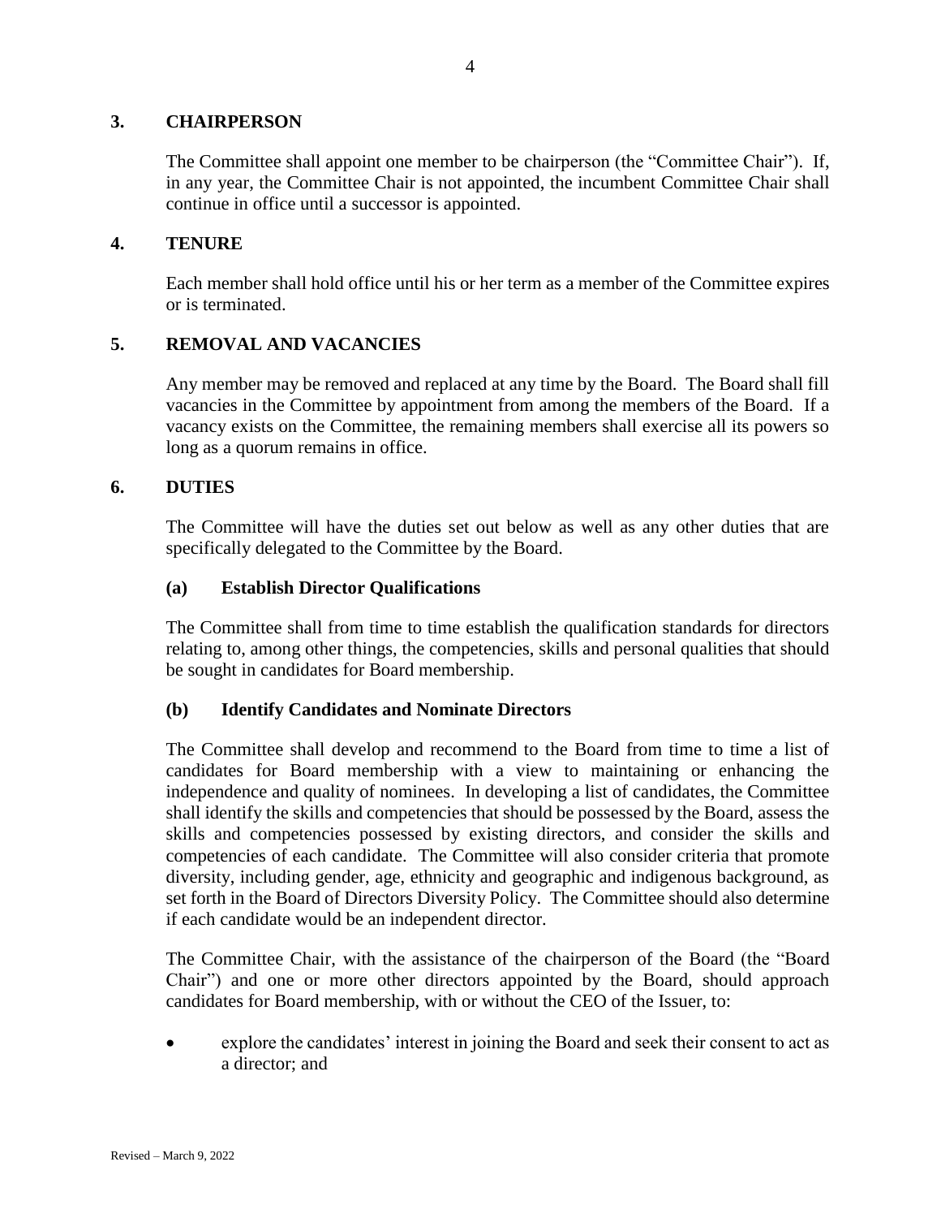## 3. CHAIRPERSON

The Committee shall appoint one member to be chairperson (the "Committee Chair"). If, in any year, the Committee Chair is not appointed, the incumbent Committee Chair shall continue in office until a successor is appointed.

## 4. TENURE

Each member shall hold office until his or her term as a member of the Committee expires or is terminated.

## 5. REMOVAL AND VACANCIES

Any member may be removed and replaced at any time by the Board. The Board shall fill vacancies in the Committee by appointment from among the members of the Board. If a vacancy exists on the Committee, the remaining members shall exercise all its powers so long as a quorum remains in office.

## 6. DUTIES

The Committee will have the duties set out below as well as any other duties that are specifically delegated to the Committee by the Board.

### (a) Establish Director Qualifications

The Committee shall from time to time establish the qualification standards for directors relating to, among other things, the competencies, skills and personal qualities that should be sought in candidates for Board membership.

### (b) Identify Candidates and Nominate Directors

The Committee shall develop and recommend to the Board from time to time a list of candidates for Board membership with a view to maintaining or enhancing the independence and quality of nominees. In developing a list of candidates, the Committee shall identify the skills and competencies that should be possessed by the Board, assess the skills and competencies possessed by existing directors, and consider the skills and competencies of each candidate. The Committee will also consider criteria that promote diversity, including gender, age, ethnicity and geographic and indigenous background, as set forth in the Board of Directors Diversity Policy. The Committee should also determine if each candidate would be an independent director.

The Committee Chair, with the assistance of the chairperson of the Board (the "Board Chair") and one or more other directors appointed by the Board, should approach candidates for Board membership, with or without the CEO of the Issuer, to:

- explore the candidates' interest in joining the Board and seek their consent to act as a director; and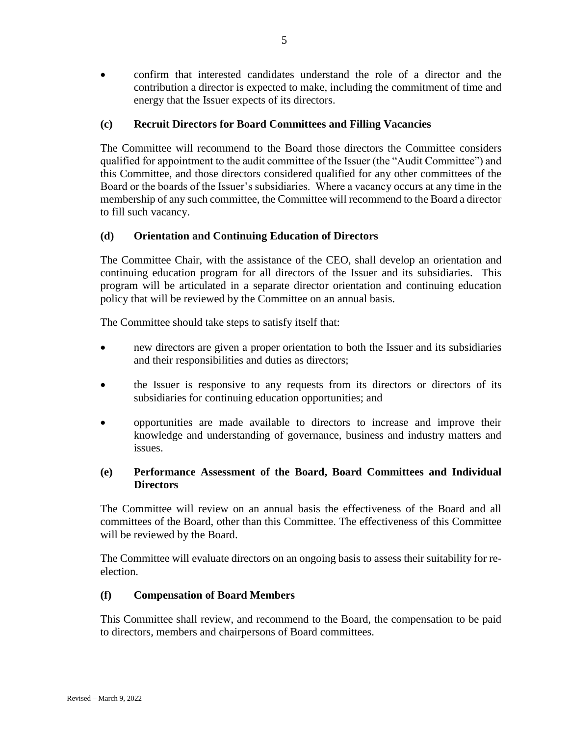- confirm that interested candidates understand the role of a director and the contribution a director is expected to make, including the commitment of time and energy that the Issuer expects of its directors.

### (c) Recruit Directors for Board Committees and Filling Vacancies

The Committee will recommend to the Board those directors the Committee considers qualified for appointment to the audit committee of the Issuer (the "Audit Committee") and this Committee, and those directors considered qualified for any other committees of the Board or the boards of the Issuer's subsidiaries. Where a vacancy occurs at any time in the membership of any such committee, the Committee will recommend to the Board a director to fill such vacancy.

### (d) Orientation and Continuing Education of Directors

The Committee Chair, with the assistance of the CEO, shall develop an orientation and continuing education program for all directors of the Issuer and its subsidiaries. This program will be articulated in a separate director orientation and continuing education policy that will be reviewed by the Committee on an annual basis.

The Committee should take steps to satisfy itself that:

- new directors are given a proper orientation to both the Issuer and its subsidiaries and their responsibilities and duties as directors;
- the Issuer is responsive to any requests from its directors or directors of its subsidiaries for continuing education opportunities; and
- opportunities are made available to directors to increase and improve their knowledge and understanding of governance, business and industry matters and issues.

### (e) Performance Assessment of the Board, Board Committees and Individual Directors

The Committee will review on an annual basis the effectiveness of the Board and all committees of the Board, other than this Committee. The effectiveness of this Committee will be reviewed by the Board.

The Committee will evaluate directors on an ongoing basis to assess their suitability for re-election.

### (f) Compensation of Board Members

This Committee shall review, and recommend to the Board, the compensation to be paid to directors, members and chairpersons of Board committees.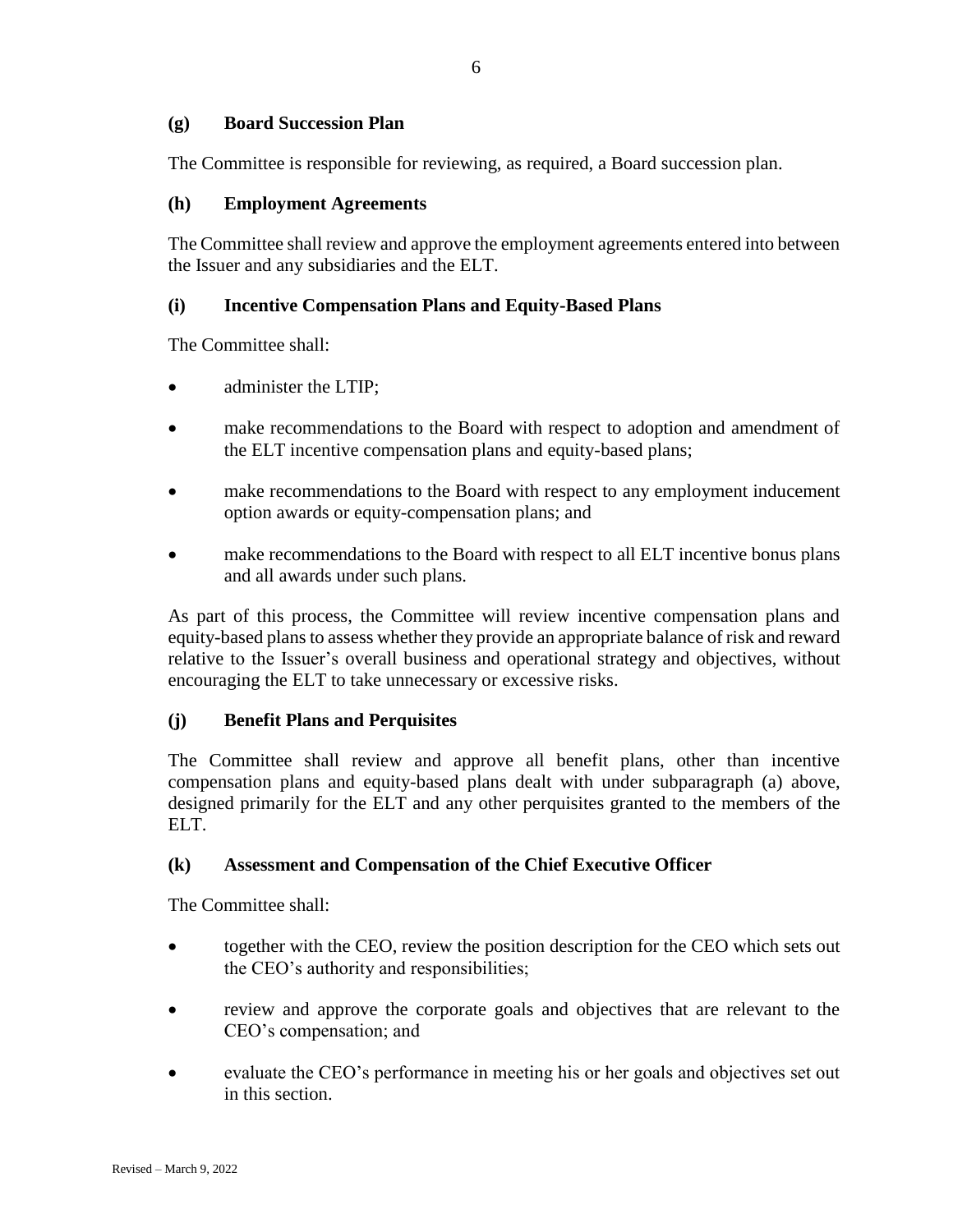### (g) Board Succession Plan

The Committee is responsible for reviewing, as required, a Board succession plan.

### (h) Employment Agreements

The Committee shall review and approve the employment agreements entered into between the Issuer and any subsidiaries and the ELT.

### (i) Incentive Compensation Plans and Equity-Based Plans

The Committee shall:

- administer the LTIP;
- make recommendations to the Board with respect to adoption and amendment of the ELT incentive compensation plans and equity-based plans;
- make recommendations to the Board with respect to any employment inducement option awards or equity-compensation plans; and
- make recommendations to the Board with respect to all ELT incentive bonus plans and all awards under such plans.

As part of this process, the Committee will review incentive compensation plans and equity-based plans to assess whether they provide an appropriate balance of risk and reward relative to the Issuer's overall business and operational strategy and objectives, without encouraging the ELT to take unnecessary or excessive risks.

### (j) Benefit Plans and Perquisites

The Committee shall review and approve all benefit plans, other than incentive compensation plans and equity-based plans dealt with under subparagraph (a) above, designed primarily for the ELT and any other perquisites granted to the members of the ELT.

### (k) Assessment and Compensation of the Chief Executive Officer

The Committee shall:

- together with the CEO, review the position description for the CEO which sets out the CEO's authority and responsibilities;
- review and approve the corporate goals and objectives that are relevant to the CEO's compensation; and
- evaluate the CEO's performance in meeting his or her goals and objectives set out in this section.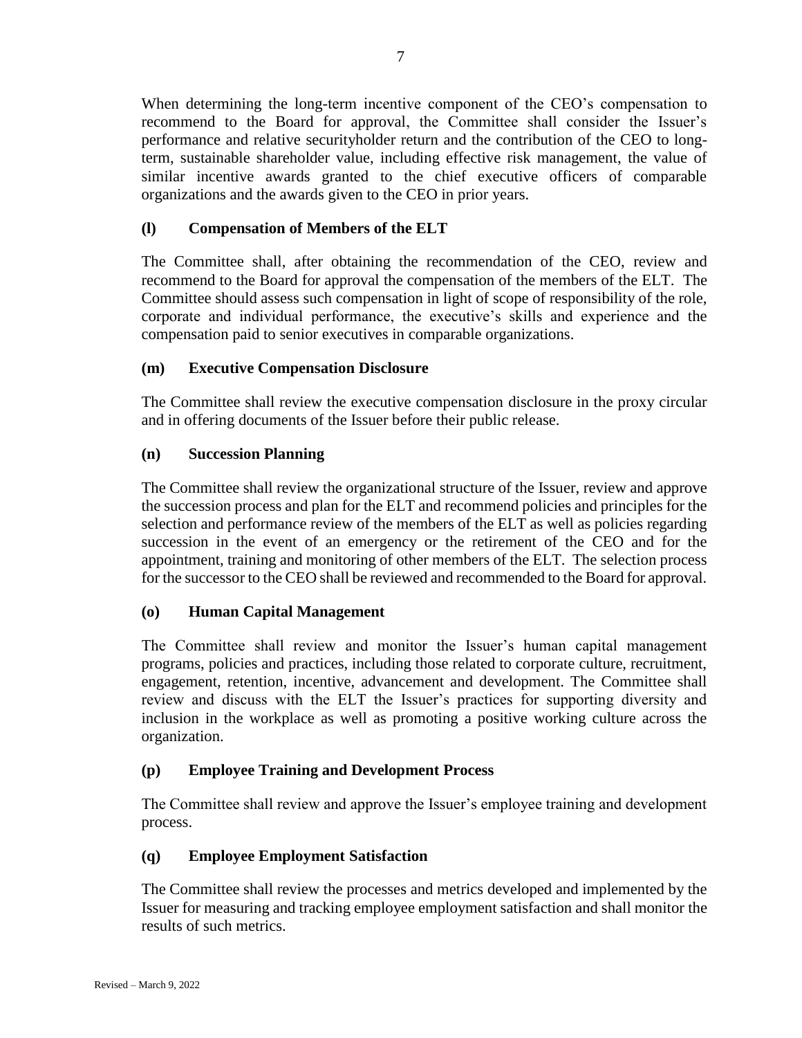When determining the long-term incentive component of the CEO's compensation to recommend to the Board for approval, the Committee shall consider the Issuer's performance and relative securityholder return and the contribution of the CEO to long-term, sustainable shareholder value, including effective risk management, the value of similar incentive awards granted to the chief executive officers of comparable organizations and the awards given to the CEO in prior years.

**(l) Compensation of Members of the ELT**

The Committee shall, after obtaining the recommendation of the CEO, review and recommend to the Board for approval the compensation of the members of the ELT. The Committee should assess such compensation in light of scope of responsibility of the role, corporate and individual performance, the executive's skills and experience and the compensation paid to senior executives in comparable organizations.

**(m) Executive Compensation Disclosure**

The Committee shall review the executive compensation disclosure in the proxy circular and in offering documents of the Issuer before their public release.

**(n) Succession Planning**

The Committee shall review the organizational structure of the Issuer, review and approve the succession process and plan for the ELT and recommend policies and principles for the selection and performance review of the members of the ELT as well as policies regarding succession in the event of an emergency or the retirement of the CEO and for the appointment, training and monitoring of other members of the ELT. The selection process for the successor to the CEO shall be reviewed and recommended to the Board for approval.

**(o) Human Capital Management**

The Committee shall review and monitor the Issuer's human capital management programs, policies and practices, including those related to corporate culture, recruitment, engagement, retention, incentive, advancement and development. The Committee shall review and discuss with the ELT the Issuer's practices for supporting diversity and inclusion in the workplace as well as promoting a positive working culture across the organization.

**(p) Employee Training and Development Process**

The Committee shall review and approve the Issuer's employee training and development process.

**(q) Employee Employment Satisfaction**

The Committee shall review the processes and metrics developed and implemented by the Issuer for measuring and tracking employee employment satisfaction and shall monitor the results of such metrics.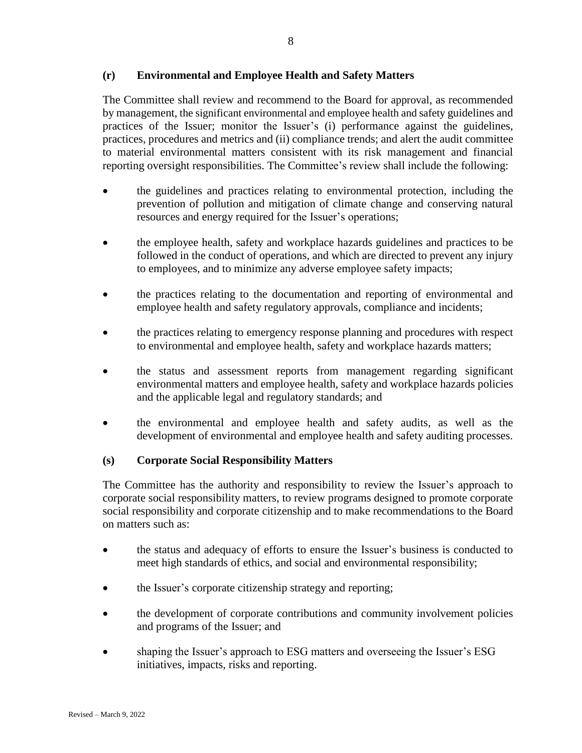### (r) Environmental and Employee Health and Safety Matters

The Committee shall review and recommend to the Board for approval, as recommended by management, the significant environmental and employee health and safety guidelines and practices of the Issuer; monitor the Issuer's (i) performance against the guidelines, practices, procedures and metrics and (ii) compliance trends; and alert the audit committee to material environmental matters consistent with its risk management and financial reporting oversight responsibilities. The Committee's review shall include the following:

- the guidelines and practices relating to environmental protection, including the prevention of pollution and mitigation of climate change and conserving natural resources and energy required for the Issuer's operations;
- the employee health, safety and workplace hazards guidelines and practices to be followed in the conduct of operations, and which are directed to prevent any injury to employees, and to minimize any adverse employee safety impacts;
- the practices relating to the documentation and reporting of environmental and employee health and safety regulatory approvals, compliance and incidents;
- the practices relating to emergency response planning and procedures with respect to environmental and employee health, safety and workplace hazards matters;
- the status and assessment reports from management regarding significant environmental matters and employee health, safety and workplace hazards policies and the applicable legal and regulatory standards; and
- the environmental and employee health and safety audits, as well as the development of environmental and employee health and safety auditing processes.

### (s) Corporate Social Responsibility Matters

The Committee has the authority and responsibility to review the Issuer's approach to corporate social responsibility matters, to review programs designed to promote corporate social responsibility and corporate citizenship and to make recommendations to the Board on matters such as:

- the status and adequacy of efforts to ensure the Issuer's business is conducted to meet high standards of ethics, and social and environmental responsibility;
- the Issuer's corporate citizenship strategy and reporting;
- the development of corporate contributions and community involvement policies and programs of the Issuer; and
- shaping the Issuer's approach to ESG matters and overseeing the Issuer's ESG initiatives, impacts, risks and reporting.

Revised – March 9, 2022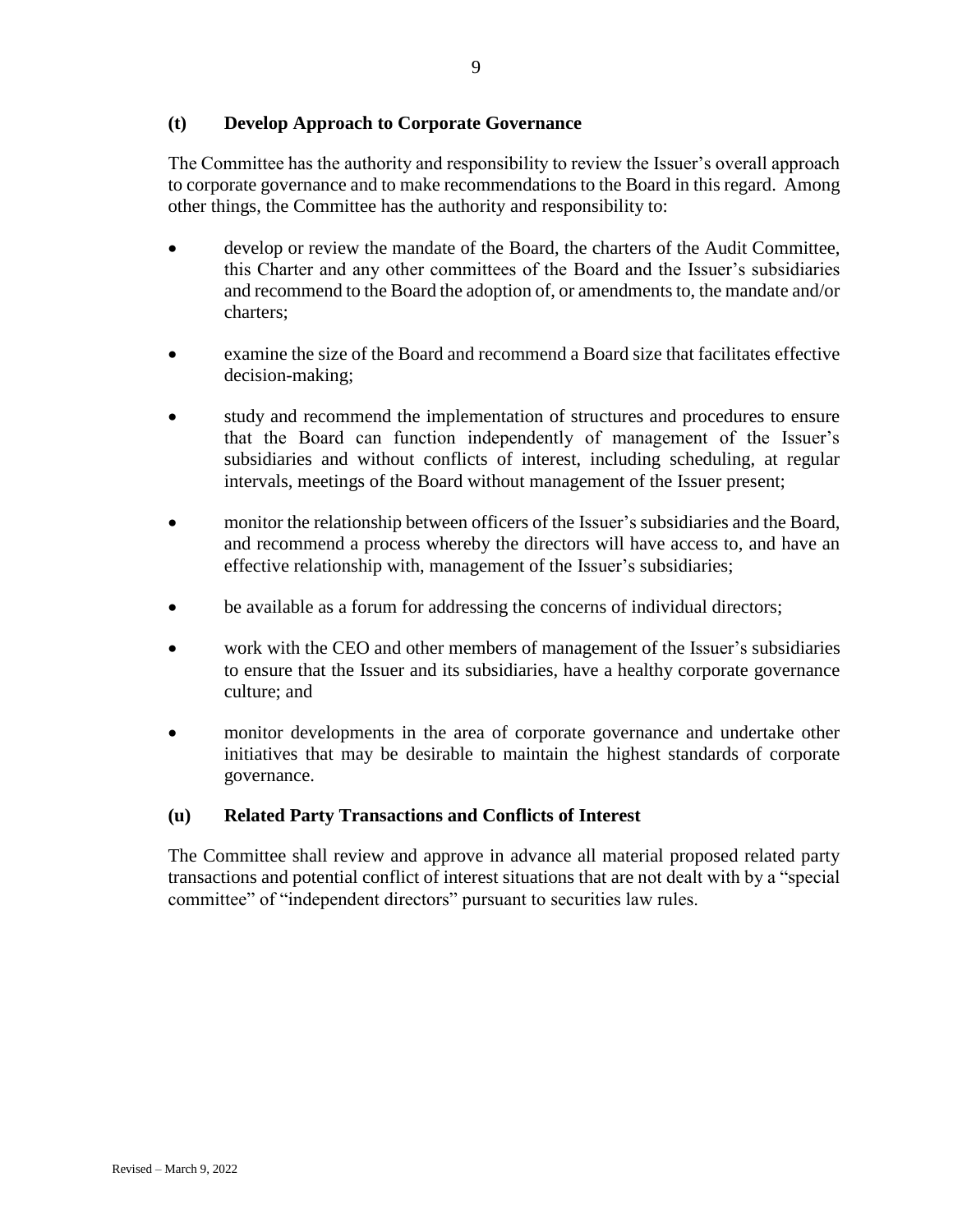### (t) Develop Approach to Corporate Governance

The Committee has the authority and responsibility to review the Issuer's overall approach to corporate governance and to make recommendations to the Board in this regard. Among other things, the Committee has the authority and responsibility to:

- develop or review the mandate of the Board, the charters of the Audit Committee, this Charter and any other committees of the Board and the Issuer's subsidiaries and recommend to the Board the adoption of, or amendments to, the mandate and/or charters;
- examine the size of the Board and recommend a Board size that facilitates effective decision-making;
- study and recommend the implementation of structures and procedures to ensure that the Board can function independently of management of the Issuer's subsidiaries and without conflicts of interest, including scheduling, at regular intervals, meetings of the Board without management of the Issuer present;
- monitor the relationship between officers of the Issuer's subsidiaries and the Board, and recommend a process whereby the directors will have access to, and have an effective relationship with, management of the Issuer's subsidiaries;
- be available as a forum for addressing the concerns of individual directors;
- work with the CEO and other members of management of the Issuer's subsidiaries to ensure that the Issuer and its subsidiaries, have a healthy corporate governance culture; and
- monitor developments in the area of corporate governance and undertake other initiatives that may be desirable to maintain the highest standards of corporate governance.

### (u) Related Party Transactions and Conflicts of Interest

The Committee shall review and approve in advance all material proposed related party transactions and potential conflict of interest situations that are not dealt with by a "special committee" of "independent directors" pursuant to securities law rules.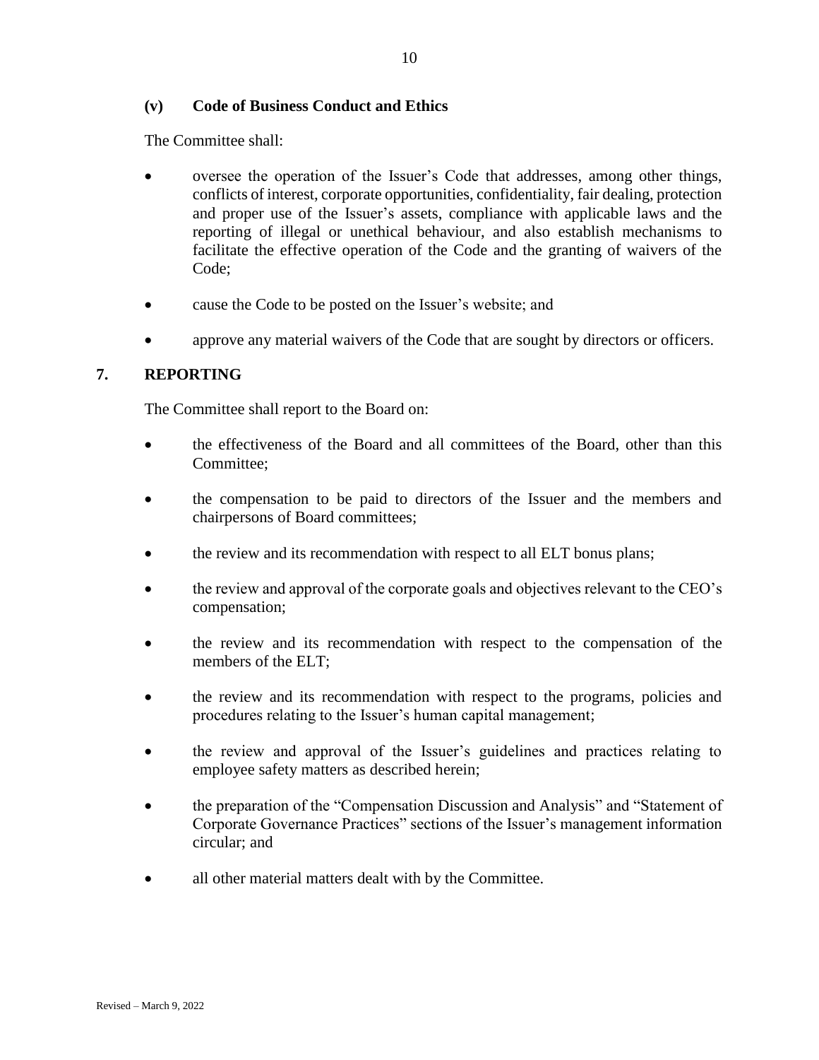### (v) Code of Business Conduct and Ethics

The Committee shall:

- oversee the operation of the Issuer's Code that addresses, among other things, conflicts of interest, corporate opportunities, confidentiality, fair dealing, protection and proper use of the Issuer's assets, compliance with applicable laws and the reporting of illegal or unethical behaviour, and also establish mechanisms to facilitate the effective operation of the Code and the granting of waivers of the Code;
- cause the Code to be posted on the Issuer's website; and
- approve any material waivers of the Code that are sought by directors or officers.

## 7. REPORTING

The Committee shall report to the Board on:

- the effectiveness of the Board and all committees of the Board, other than this Committee;
- the compensation to be paid to directors of the Issuer and the members and chairpersons of Board committees;
- the review and its recommendation with respect to all ELT bonus plans;
- the review and approval of the corporate goals and objectives relevant to the CEO's compensation;
- the review and its recommendation with respect to the compensation of the members of the ELT;
- the review and its recommendation with respect to the programs, policies and procedures relating to the Issuer's human capital management;
- the review and approval of the Issuer's guidelines and practices relating to employee safety matters as described herein;
- the preparation of the "Compensation Discussion and Analysis" and "Statement of Corporate Governance Practices" sections of the Issuer's management information circular; and
- all other material matters dealt with by the Committee.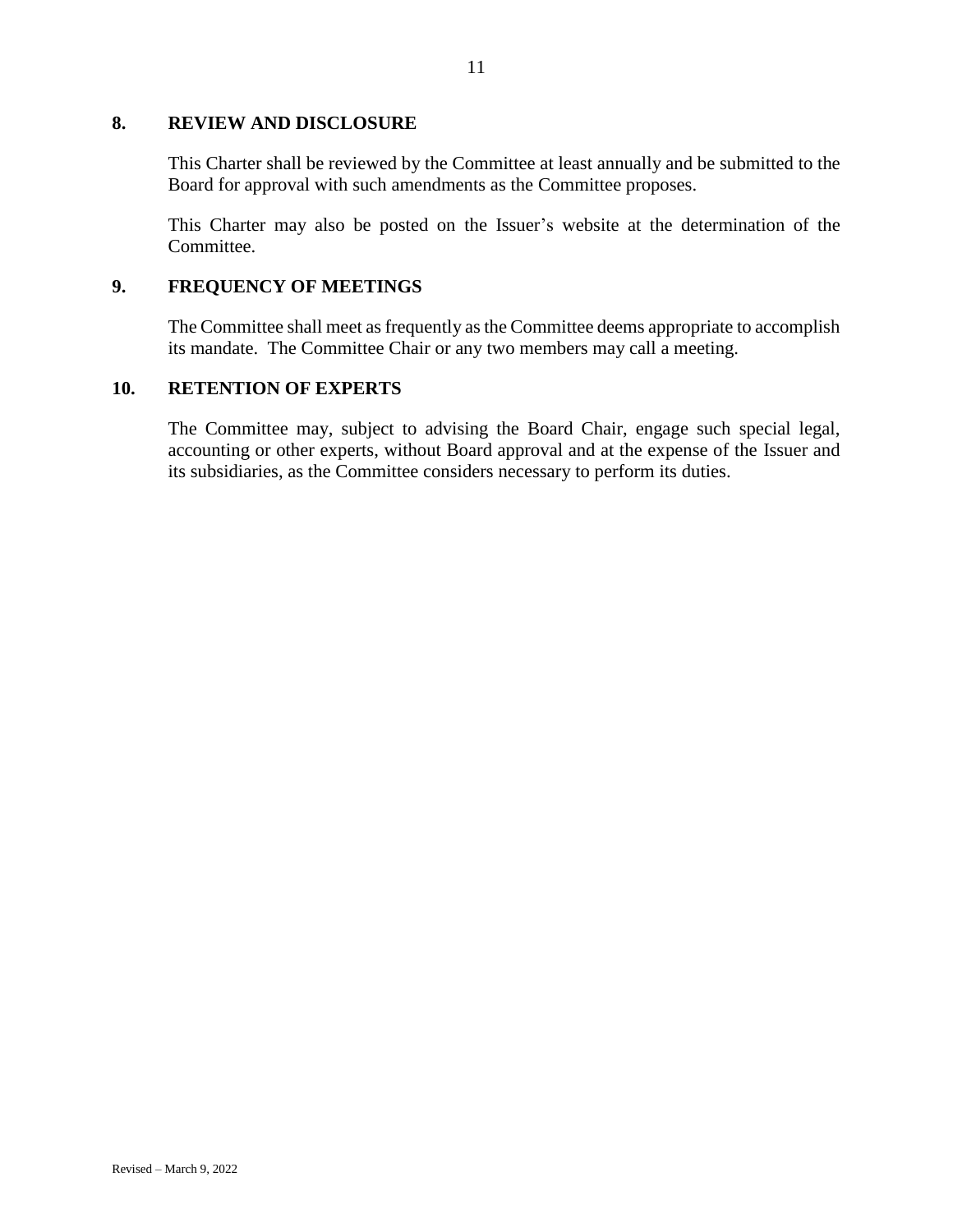## 8. REVIEW AND DISCLOSURE

This Charter shall be reviewed by the Committee at least annually and be submitted to the Board for approval with such amendments as the Committee proposes.

This Charter may also be posted on the Issuer's website at the determination of the Committee.

## 9. FREQUENCY OF MEETINGS

The Committee shall meet as frequently as the Committee deems appropriate to accomplish its mandate. The Committee Chair or any two members may call a meeting.

## 10. RETENTION OF EXPERTS

The Committee may, subject to advising the Board Chair, engage such special legal, accounting or other experts, without Board approval and at the expense of the Issuer and its subsidiaries, as the Committee considers necessary to perform its duties.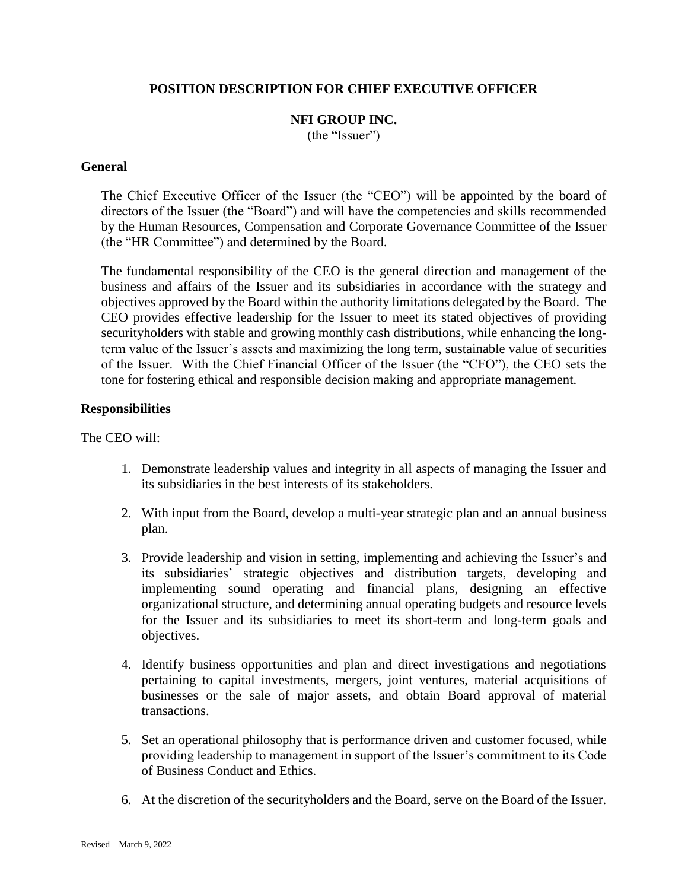# POSITION DESCRIPTION FOR CHIEF EXECUTIVE OFFICER

## NFI GROUP INC.

(the "Issuer")

### General

The Chief Executive Officer of the Issuer (the "CEO") will be appointed by the board of directors of the Issuer (the "Board") and will have the competencies and skills recommended by the Human Resources, Compensation and Corporate Governance Committee of the Issuer (the "HR Committee") and determined by the Board.

The fundamental responsibility of the CEO is the general direction and management of the business and affairs of the Issuer and its subsidiaries in accordance with the strategy and objectives approved by the Board within the authority limitations delegated by the Board. The CEO provides effective leadership for the Issuer to meet its stated objectives of providing securityholders with stable and growing monthly cash distributions, while enhancing the long-term value of the Issuer's assets and maximizing the long term, sustainable value of securities of the Issuer. With the Chief Financial Officer of the Issuer (the "CFO"), the CEO sets the tone for fostering ethical and responsible decision making and appropriate management.

### Responsibilities

The CEO will:

1. Demonstrate leadership values and integrity in all aspects of managing the Issuer and its subsidiaries in the best interests of its stakeholders.

2. With input from the Board, develop a multi-year strategic plan and an annual business plan.

3. Provide leadership and vision in setting, implementing and achieving the Issuer's and its subsidiaries' strategic objectives and distribution targets, developing and implementing sound operating and financial plans, designing an effective organizational structure, and determining annual operating budgets and resource levels for the Issuer and its subsidiaries to meet its short-term and long-term goals and objectives.

4. Identify business opportunities and plan and direct investigations and negotiations pertaining to capital investments, mergers, joint ventures, material acquisitions of businesses or the sale of major assets, and obtain Board approval of material transactions.

5. Set an operational philosophy that is performance driven and customer focused, while providing leadership to management in support of the Issuer's commitment to its Code of Business Conduct and Ethics.

6. At the discretion of the securityholders and the Board, serve on the Board of the Issuer.

Revised – March 9, 2022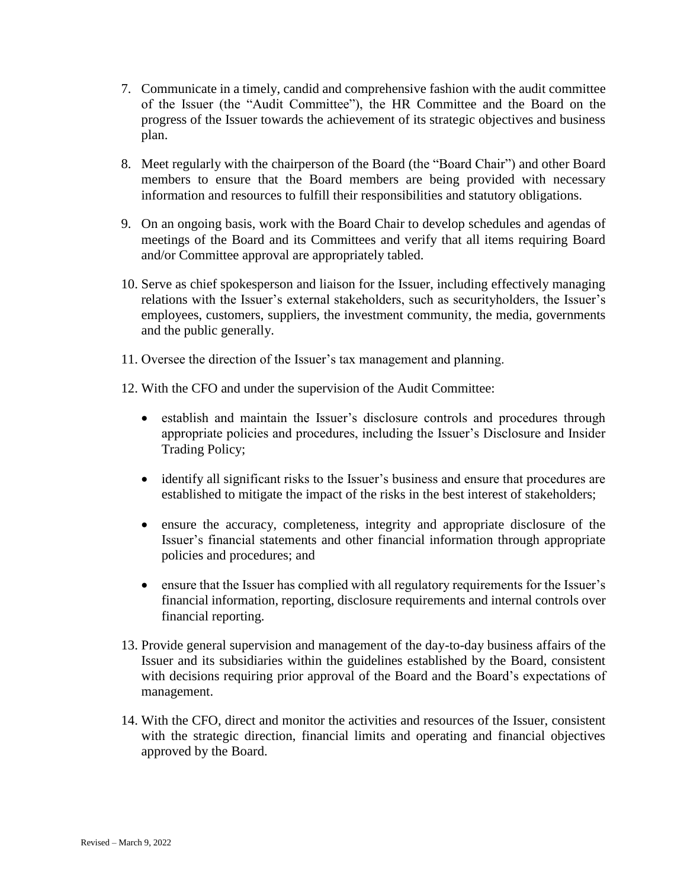7. Communicate in a timely, candid and comprehensive fashion with the audit committee of the Issuer (the "Audit Committee"), the HR Committee and the Board on the progress of the Issuer towards the achievement of its strategic objectives and business plan.

8. Meet regularly with the chairperson of the Board (the "Board Chair") and other Board members to ensure that the Board members are being provided with necessary information and resources to fulfill their responsibilities and statutory obligations.

9. On an ongoing basis, work with the Board Chair to develop schedules and agendas of meetings of the Board and its Committees and verify that all items requiring Board and/or Committee approval are appropriately tabled.

10. Serve as chief spokesperson and liaison for the Issuer, including effectively managing relations with the Issuer's external stakeholders, such as securityholders, the Issuer's employees, customers, suppliers, the investment community, the media, governments and the public generally.

11. Oversee the direction of the Issuer's tax management and planning.

12. With the CFO and under the supervision of the Audit Committee:

    - establish and maintain the Issuer's disclosure controls and procedures through appropriate policies and procedures, including the Issuer's Disclosure and Insider Trading Policy;

    - identify all significant risks to the Issuer's business and ensure that procedures are established to mitigate the impact of the risks in the best interest of stakeholders;

    - ensure the accuracy, completeness, integrity and appropriate disclosure of the Issuer's financial statements and other financial information through appropriate policies and procedures; and

    - ensure that the Issuer has complied with all regulatory requirements for the Issuer's financial information, reporting, disclosure requirements and internal controls over financial reporting.

13. Provide general supervision and management of the day-to-day business affairs of the Issuer and its subsidiaries within the guidelines established by the Board, consistent with decisions requiring prior approval of the Board and the Board's expectations of management.

14. With the CFO, direct and monitor the activities and resources of the Issuer, consistent with the strategic direction, financial limits and operating and financial objectives approved by the Board.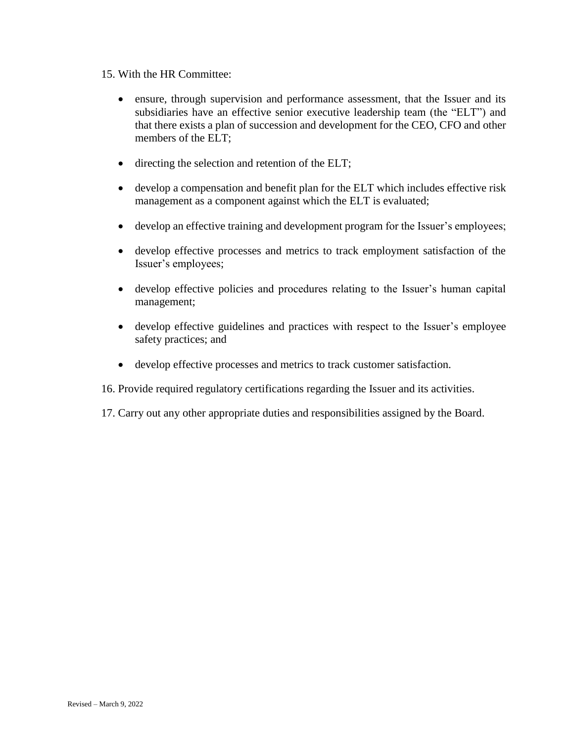15. With the HR Committee:

   - ensure, through supervision and performance assessment, that the Issuer and its subsidiaries have an effective senior executive leadership team (the "ELT") and that there exists a plan of succession and development for the CEO, CFO and other members of the ELT;

   - directing the selection and retention of the ELT;

   - develop a compensation and benefit plan for the ELT which includes effective risk management as a component against which the ELT is evaluated;

   - develop an effective training and development program for the Issuer's employees;

   - develop effective processes and metrics to track employment satisfaction of the Issuer's employees;

   - develop effective policies and procedures relating to the Issuer's human capital management;

   - develop effective guidelines and practices with respect to the Issuer's employee safety practices; and

   - develop effective processes and metrics to track customer satisfaction.

16. Provide required regulatory certifications regarding the Issuer and its activities.

17. Carry out any other appropriate duties and responsibilities assigned by the Board.

Revised – March 9, 2022